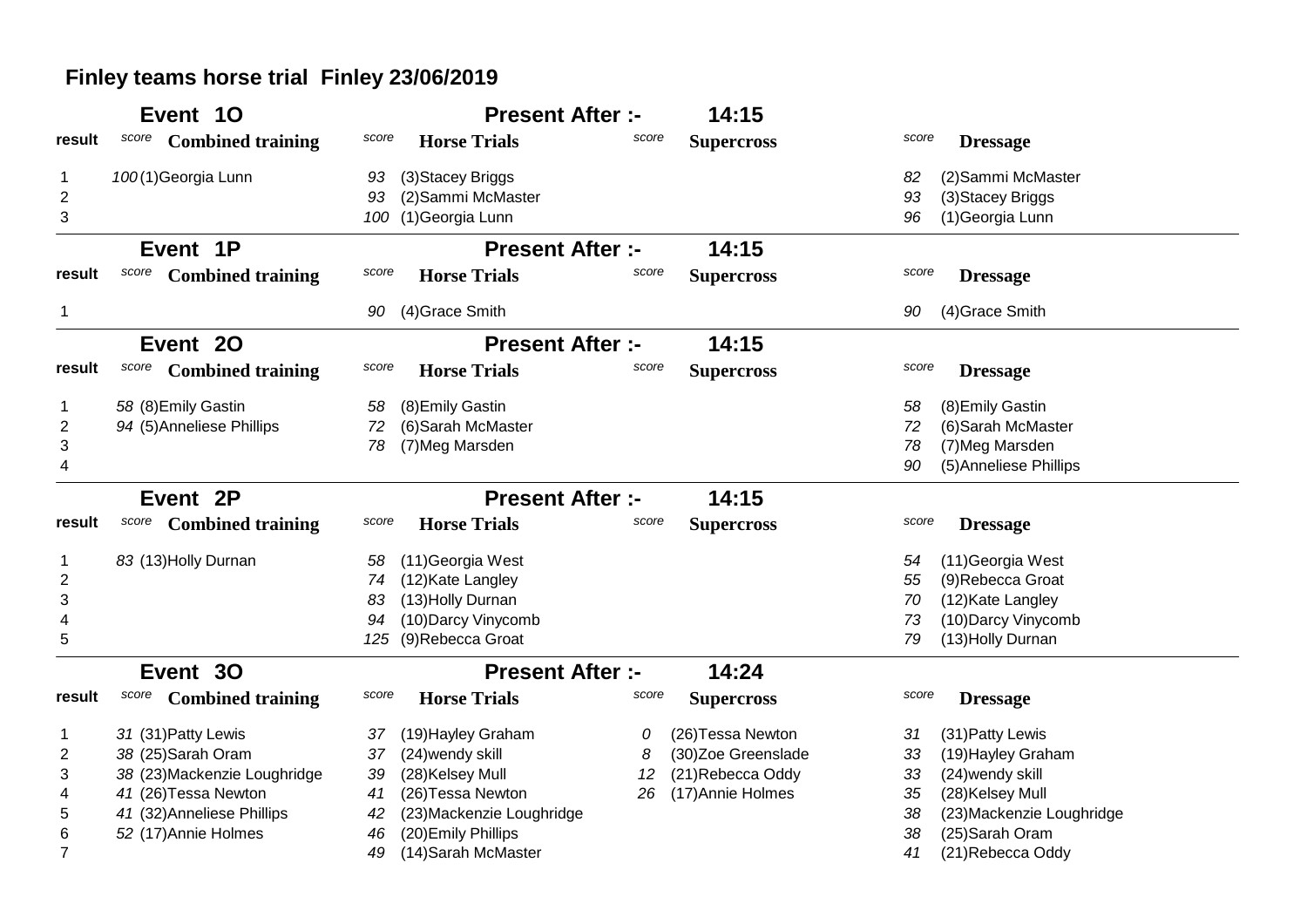# Finley teams horse trial Finley 23/06/2019

## Event 1O — Present After :- 14:15

| result | score | Combined training | score | Horse Trials | score | Supercross | score | Dressage |
|---|---|---|---|---|---|---|---|---|
| 1 | 100 | (1)Georgia Lunn | 93 | (3)Stacey Briggs | | | 82 | (2)Sammi McMaster |
| 2 | | | 93 | (2)Sammi McMaster | | | 93 | (3)Stacey Briggs |
| 3 | | | 100 | (1)Georgia Lunn | | | 96 | (1)Georgia Lunn |

## Event 1P — Present After :- 14:15

| result | score | Combined training | score | Horse Trials | score | Supercross | score | Dressage |
|---|---|---|---|---|---|---|---|---|
| 1 | | | 90 | (4)Grace Smith | | | 90 | (4)Grace Smith |

## Event 2O — Present After :- 14:15

| result | score | Combined training | score | Horse Trials | score | Supercross | score | Dressage |
|---|---|---|---|---|---|---|---|---|
| 1 | 58 | (8)Emily Gastin | 58 | (8)Emily Gastin | | | 58 | (8)Emily Gastin |
| 2 | 94 | (5)Anneliese Phillips | 72 | (6)Sarah McMaster | | | 72 | (6)Sarah McMaster |
| 3 | | | 78 | (7)Meg Marsden | | | 78 | (7)Meg Marsden |
| 4 | | | | | | | 90 | (5)Anneliese Phillips |

## Event 2P — Present After :- 14:15

| result | score | Combined training | score | Horse Trials | score | Supercross | score | Dressage |
|---|---|---|---|---|---|---|---|---|
| 1 | 83 | (13)Holly Durnan | 58 | (11)Georgia West | | | 54 | (11)Georgia West |
| 2 | | | 74 | (12)Kate Langley | | | 55 | (9)Rebecca Groat |
| 3 | | | 83 | (13)Holly Durnan | | | 70 | (12)Kate Langley |
| 4 | | | 94 | (10)Darcy Vinycomb | | | 73 | (10)Darcy Vinycomb |
| 5 | | | 125 | (9)Rebecca Groat | | | 79 | (13)Holly Durnan |

## Event 3O — Present After :- 14:24

| result | score | Combined training | score | Horse Trials | score | Supercross | score | Dressage |
|---|---|---|---|---|---|---|---|---|
| 1 | 31 | (31)Patty Lewis | 37 | (19)Hayley Graham | 0 | (26)Tessa Newton | 31 | (31)Patty Lewis |
| 2 | 38 | (25)Sarah Oram | 37 | (24)wendy skill | 8 | (30)Zoe Greenslade | 33 | (19)Hayley Graham |
| 3 | 38 | (23)Mackenzie Loughridge | 39 | (28)Kelsey Mull | 12 | (21)Rebecca Oddy | 33 | (24)wendy skill |
| 4 | 41 | (26)Tessa Newton | 41 | (26)Tessa Newton | 26 | (17)Annie Holmes | 35 | (28)Kelsey Mull |
| 5 | 41 | (32)Anneliese Phillips | 42 | (23)Mackenzie Loughridge | | | 38 | (23)Mackenzie Loughridge |
| 6 | 52 | (17)Annie Holmes | 46 | (20)Emily Phillips | | | 38 | (25)Sarah Oram |
| 7 | | | 49 | (14)Sarah McMaster | | | 41 | (21)Rebecca Oddy |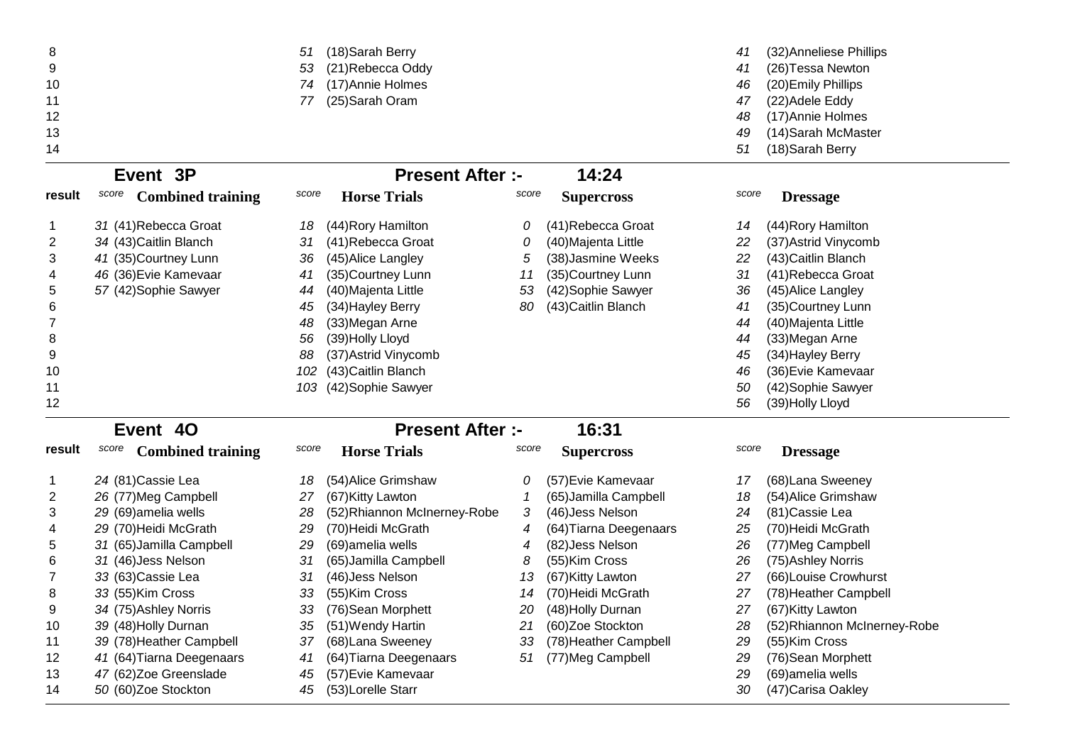| result | score | Combined training | score | Horse Trials | score | Supercross | score | Dressage |
|---|---|---|---|---|---|---|---|---|
| 8 | | | 51 | (18)Sarah Berry | | | 41 | (32)Anneliese Phillips |
| 9 | | | 53 | (21)Rebecca Oddy | | | 41 | (26)Tessa Newton |
| 10 | | | 74 | (17)Annie Holmes | | | 46 | (20)Emily Phillips |
| 11 | | | 77 | (25)Sarah Oram | | | 47 | (22)Adele Eddy |
| 12 | | | | | | | 48 | (17)Annie Holmes |
| 13 | | | | | | | 49 | (14)Sarah McMaster |
| 14 | | | | | | | 51 | (18)Sarah Berry |

## Event 3P — Present After :- 14:24

| result | score | Combined training | score | Horse Trials | score | Supercross | score | Dressage |
|---|---|---|---|---|---|---|---|---|
| 1 | 31 | (41)Rebecca Groat | 18 | (44)Rory Hamilton | 0 | (41)Rebecca Groat | 14 | (44)Rory Hamilton |
| 2 | 34 | (43)Caitlin Blanch | 31 | (41)Rebecca Groat | 0 | (40)Majenta Little | 22 | (37)Astrid Vinycomb |
| 3 | 41 | (35)Courtney Lunn | 36 | (45)Alice Langley | 5 | (38)Jasmine Weeks | 22 | (43)Caitlin Blanch |
| 4 | 46 | (36)Evie Kamevaar | 41 | (35)Courtney Lunn | 11 | (35)Courtney Lunn | 31 | (41)Rebecca Groat |
| 5 | 57 | (42)Sophie Sawyer | 44 | (40)Majenta Little | 53 | (42)Sophie Sawyer | 36 | (45)Alice Langley |
| 6 | | | 45 | (34)Hayley Berry | 80 | (43)Caitlin Blanch | 41 | (35)Courtney Lunn |
| 7 | | | 48 | (33)Megan Arne | | | 44 | (40)Majenta Little |
| 8 | | | 56 | (39)Holly Lloyd | | | 44 | (33)Megan Arne |
| 9 | | | 88 | (37)Astrid Vinycomb | | | 45 | (34)Hayley Berry |
| 10 | | | 102 | (43)Caitlin Blanch | | | 46 | (36)Evie Kamevaar |
| 11 | | | 103 | (42)Sophie Sawyer | | | 50 | (42)Sophie Sawyer |
| 12 | | | | | | | 56 | (39)Holly Lloyd |

## Event 4O — Present After :- 16:31

| result | score | Combined training | score | Horse Trials | score | Supercross | score | Dressage |
|---|---|---|---|---|---|---|---|---|
| 1 | 24 | (81)Cassie Lea | 18 | (54)Alice Grimshaw | 0 | (57)Evie Kamevaar | 17 | (68)Lana Sweeney |
| 2 | 26 | (77)Meg Campbell | 27 | (67)Kitty Lawton | 1 | (65)Jamilla Campbell | 18 | (54)Alice Grimshaw |
| 3 | 29 | (69)amelia wells | 28 | (52)Rhiannon McInerney-Robe | 3 | (46)Jess Nelson | 24 | (81)Cassie Lea |
| 4 | 29 | (70)Heidi McGrath | 29 | (70)Heidi McGrath | 4 | (64)Tiarna Deegenaars | 25 | (70)Heidi McGrath |
| 5 | 31 | (65)Jamilla Campbell | 29 | (69)amelia wells | 4 | (82)Jess Nelson | 26 | (77)Meg Campbell |
| 6 | 31 | (46)Jess Nelson | 31 | (65)Jamilla Campbell | 8 | (55)Kim Cross | 26 | (75)Ashley Norris |
| 7 | 33 | (63)Cassie Lea | 31 | (46)Jess Nelson | 13 | (67)Kitty Lawton | 27 | (66)Louise Crowhurst |
| 8 | 33 | (55)Kim Cross | 33 | (55)Kim Cross | 14 | (70)Heidi McGrath | 27 | (78)Heather Campbell |
| 9 | 34 | (75)Ashley Norris | 33 | (76)Sean Morphett | 20 | (48)Holly Durnan | 27 | (67)Kitty Lawton |
| 10 | 39 | (48)Holly Durnan | 35 | (51)Wendy Hartin | 21 | (60)Zoe Stockton | 28 | (52)Rhiannon McInerney-Robe |
| 11 | 39 | (78)Heather Campbell | 37 | (68)Lana Sweeney | 33 | (78)Heather Campbell | 29 | (55)Kim Cross |
| 12 | 41 | (64)Tiarna Deegenaars | 41 | (64)Tiarna Deegenaars | 51 | (77)Meg Campbell | 29 | (76)Sean Morphett |
| 13 | 47 | (62)Zoe Greenslade | 45 | (57)Evie Kamevaar | | | 29 | (69)amelia wells |
| 14 | 50 | (60)Zoe Stockton | 45 | (53)Lorelle Starr | | | 30 | (47)Carisa Oakley |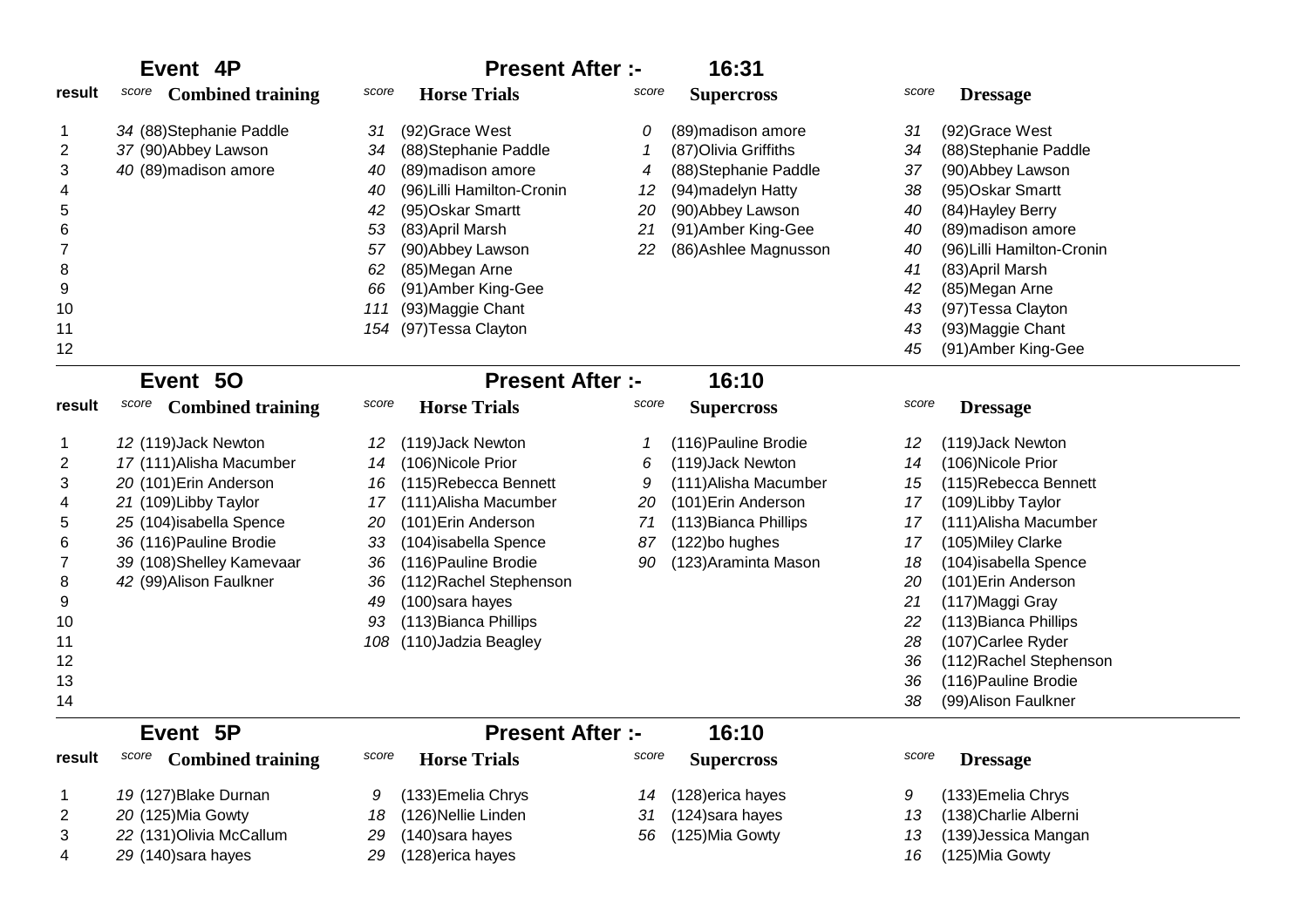## Event 4P

**Present After :-** 16:31

| result | score | Combined training | score | Horse Trials | score | Supercross | score | Dressage |
|---|---|---|---|---|---|---|---|---|
| 1 | *34* | (88)Stephanie Paddle | *31* | (92)Grace West | *0* | (89)madison amore | *31* | (92)Grace West |
| 2 | *37* | (90)Abbey Lawson | *34* | (88)Stephanie Paddle | *1* | (87)Olivia Griffiths | *34* | (88)Stephanie Paddle |
| 3 | *40* | (89)madison amore | *40* | (89)madison amore | *4* | (88)Stephanie Paddle | *37* | (90)Abbey Lawson |
| 4 | | | *40* | (96)Lilli Hamilton-Cronin | *12* | (94)madelyn Hatty | *38* | (95)Oskar Smartt |
| 5 | | | *42* | (95)Oskar Smartt | *20* | (90)Abbey Lawson | *40* | (84)Hayley Berry |
| 6 | | | *53* | (83)April Marsh | *21* | (91)Amber King-Gee | *40* | (89)madison amore |
| 7 | | | *57* | (90)Abbey Lawson | *22* | (86)Ashlee Magnusson | *40* | (96)Lilli Hamilton-Cronin |
| 8 | | | *62* | (85)Megan Arne | | | *41* | (83)April Marsh |
| 9 | | | *66* | (91)Amber King-Gee | | | *42* | (85)Megan Arne |
| 10 | | | *111* | (93)Maggie Chant | | | *43* | (97)Tessa Clayton |
| 11 | | | *154* | (97)Tessa Clayton | | | *43* | (93)Maggie Chant |
| 12 | | | | | | | *45* | (91)Amber King-Gee |

## Event 5O

**Present After :-** 16:10

| result | score | Combined training | score | Horse Trials | score | Supercross | score | Dressage |
|---|---|---|---|---|---|---|---|---|
| 1 | *12* | (119)Jack Newton | *12* | (119)Jack Newton | *1* | (116)Pauline Brodie | *12* | (119)Jack Newton |
| 2 | *17* | (111)Alisha Macumber | *14* | (106)Nicole Prior | *6* | (119)Jack Newton | *14* | (106)Nicole Prior |
| 3 | *20* | (101)Erin Anderson | *16* | (115)Rebecca Bennett | *9* | (111)Alisha Macumber | *15* | (115)Rebecca Bennett |
| 4 | *21* | (109)Libby Taylor | *17* | (111)Alisha Macumber | *20* | (101)Erin Anderson | *17* | (109)Libby Taylor |
| 5 | *25* | (104)isabella Spence | *20* | (101)Erin Anderson | *71* | (113)Bianca Phillips | *17* | (111)Alisha Macumber |
| 6 | *36* | (116)Pauline Brodie | *33* | (104)isabella Spence | *87* | (122)bo hughes | *17* | (105)Miley Clarke |
| 7 | *39* | (108)Shelley Kamevaar | *36* | (116)Pauline Brodie | *90* | (123)Araminta Mason | *18* | (104)isabella Spence |
| 8 | *42* | (99)Alison Faulkner | *36* | (112)Rachel Stephenson | | | *20* | (101)Erin Anderson |
| 9 | | | *49* | (100)sara hayes | | | *21* | (117)Maggi Gray |
| 10 | | | *93* | (113)Bianca Phillips | | | *22* | (113)Bianca Phillips |
| 11 | | | *108* | (110)Jadzia Beagley | | | *28* | (107)Carlee Ryder |
| 12 | | | | | | | *36* | (112)Rachel Stephenson |
| 13 | | | | | | | *36* | (116)Pauline Brodie |
| 14 | | | | | | | *38* | (99)Alison Faulkner |

## Event 5P

**Present After :-** 16:10

| result | score | Combined training | score | Horse Trials | score | Supercross | score | Dressage |
|---|---|---|---|---|---|---|---|---|
| 1 | *19* | (127)Blake Durnan | *9* | (133)Emelia Chrys | *14* | (128)erica hayes | *9* | (133)Emelia Chrys |
| 2 | *20* | (125)Mia Gowty | *18* | (126)Nellie Linden | *31* | (124)sara hayes | *13* | (138)Charlie Alberni |
| 3 | *22* | (131)Olivia McCallum | *29* | (140)sara hayes | *56* | (125)Mia Gowty | *13* | (139)Jessica Mangan |
| 4 | *29* | (140)sara hayes | *29* | (128)erica hayes | | | *16* | (125)Mia Gowty |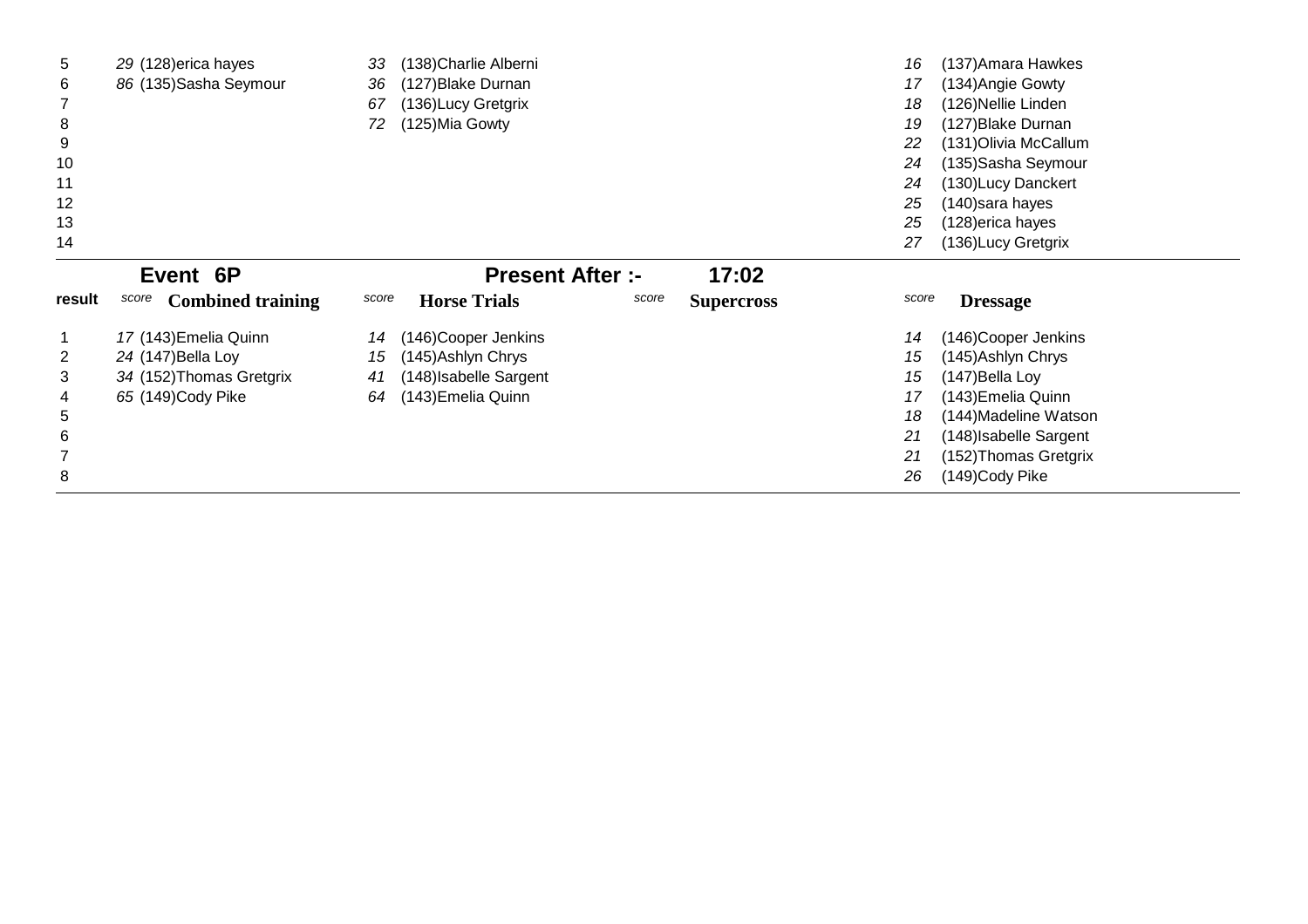| | | | | | | | | |
|---|---|---|---|---|---|---|---|---|
| 5 | 29 | (128)erica hayes | 33 | (138)Charlie Alberni | | | 16 | (137)Amara Hawkes |
| 6 | 86 | (135)Sasha Seymour | 36 | (127)Blake Durnan | | | 17 | (134)Angie Gowty |
| 7 | | | 67 | (136)Lucy Gretgrix | | | 18 | (126)Nellie Linden |
| 8 | | | 72 | (125)Mia Gowty | | | 19 | (127)Blake Durnan |
| 9 | | | | | | | 22 | (131)Olivia McCallum |
| 10 | | | | | | | 24 | (135)Sasha Seymour |
| 11 | | | | | | | 24 | (130)Lucy Danckert |
| 12 | | | | | | | 25 | (140)sara hayes |
| 13 | | | | | | | 25 | (128)erica hayes |
| 14 | | | | | | | 27 | (136)Lucy Gretgrix |

**Event 6P** **Present After :-** **17:02**

| result | score | Combined training | score | Horse Trials | score | Supercross | score | Dressage |
|---|---|---|---|---|---|---|---|---|
| 1 | 17 | (143)Emelia Quinn | 14 | (146)Cooper Jenkins | | | 14 | (146)Cooper Jenkins |
| 2 | 24 | (147)Bella Loy | 15 | (145)Ashlyn Chrys | | | 15 | (145)Ashlyn Chrys |
| 3 | 34 | (152)Thomas Gretgrix | 41 | (148)Isabelle Sargent | | | 15 | (147)Bella Loy |
| 4 | 65 | (149)Cody Pike | 64 | (143)Emelia Quinn | | | 17 | (143)Emelia Quinn |
| 5 | | | | | | | 18 | (144)Madeline Watson |
| 6 | | | | | | | 21 | (148)Isabelle Sargent |
| 7 | | | | | | | 21 | (152)Thomas Gretgrix |
| 8 | | | | | | | 26 | (149)Cody Pike |